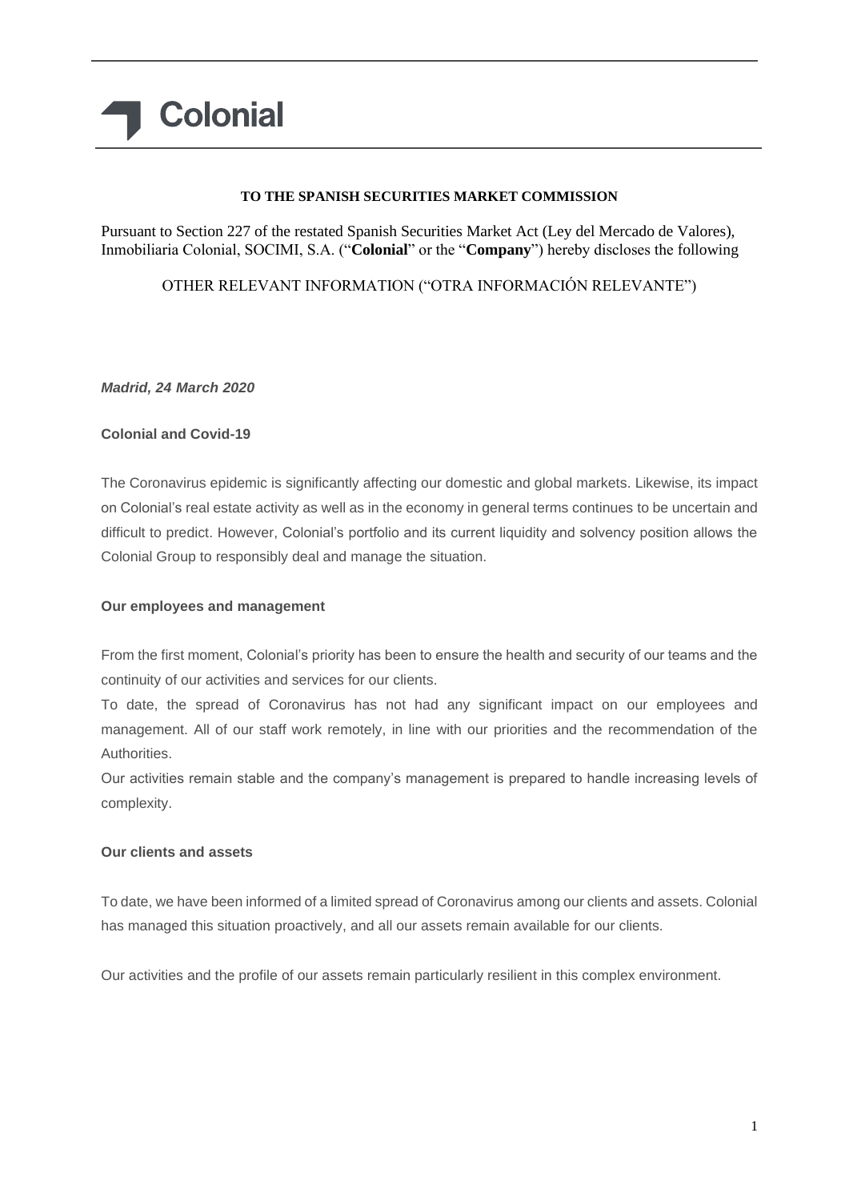Colonial

**TO THE SPANISH SECURITIES MARKET COMMISSION**

Pursuant to Section 227 of the restated Spanish Securities Market Act (Ley del Mercado de Valores), Inmobiliaria Colonial, SOCIMI, S.A. ("**Colonial**" or the "**Company**") hereby discloses the following

OTHER RELEVANT INFORMATION ("OTRA INFORMACIÓN RELEVANTE")

***Madrid, 24 March 2020***

**Colonial and Covid-19**

The Coronavirus epidemic is significantly affecting our domestic and global markets. Likewise, its impact on Colonial's real estate activity as well as in the economy in general terms continues to be uncertain and difficult to predict. However, Colonial's portfolio and its current liquidity and solvency position allows the Colonial Group to responsibly deal and manage the situation.

**Our employees and management**

From the first moment, Colonial's priority has been to ensure the health and security of our teams and the continuity of our activities and services for our clients.

To date, the spread of Coronavirus has not had any significant impact on our employees and management. All of our staff work remotely, in line with our priorities and the recommendation of the Authorities.

Our activities remain stable and the company's management is prepared to handle increasing levels of complexity.

**Our clients and assets**

To date, we have been informed of a limited spread of Coronavirus among our clients and assets. Colonial has managed this situation proactively, and all our assets remain available for our clients.

Our activities and the profile of our assets remain particularly resilient in this complex environment.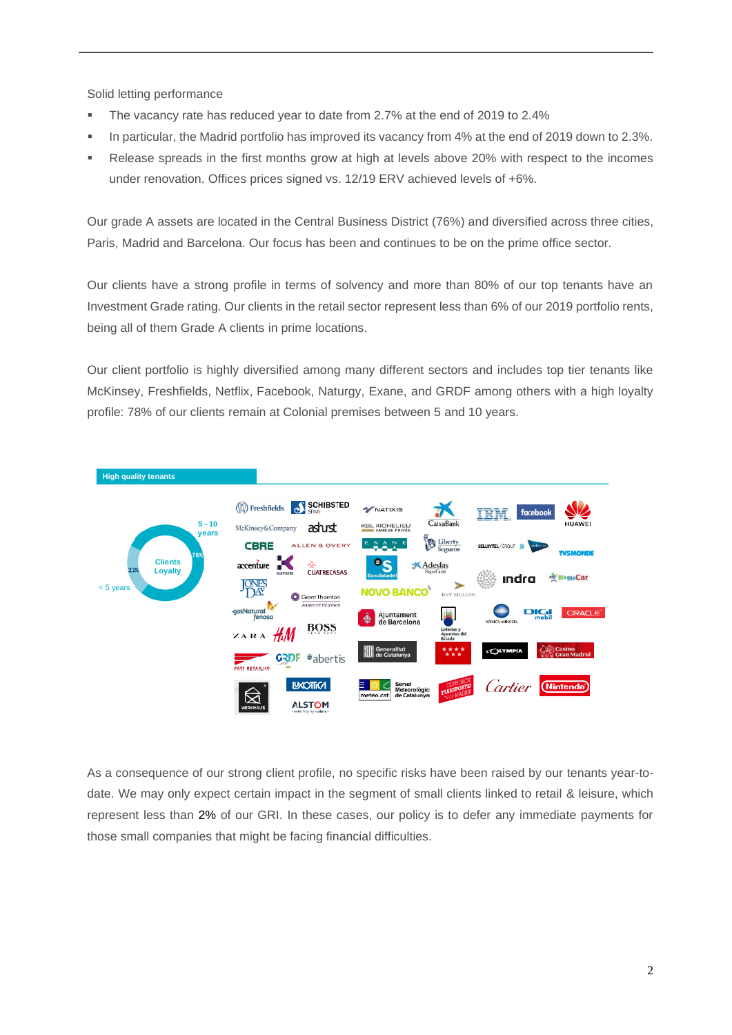Solid letting performance

- The vacancy rate has reduced year to date from 2.7% at the end of 2019 to 2.4%
- In particular, the Madrid portfolio has improved its vacancy from 4% at the end of 2019 down to 2.3%.
- Release spreads in the first months grow at high at levels above 20% with respect to the incomes under renovation. Offices prices signed vs. 12/19 ERV achieved levels of +6%.

Our grade A assets are located in the Central Business District (76%) and diversified across three cities, Paris, Madrid and Barcelona. Our focus has been and continues to be on the prime office sector.

Our clients have a strong profile in terms of solvency and more than 80% of our top tenants have an Investment Grade rating. Our clients in the retail sector represent less than 6% of our 2019 portfolio rents, being all of them Grade A clients in prime locations.

Our client portfolio is highly diversified among many different sectors and includes top tier tenants like McKinsey, Freshfields, Netflix, Facebook, Naturgy, Exane, and GRDF among others with a high loyalty profile: 78% of our clients remain at Colonial premises between 5 and 10 years.

**High quality tenants**

Clients Loyalty: 5 - 10 years 78%; < 5 years 22%

As a consequence of our strong client profile, no specific risks have been raised by our tenants year-to-date. We may only expect certain impact in the segment of small clients linked to retail & leisure, which represent less than 2% of our GRI. In these cases, our policy is to defer any immediate payments for those small companies that might be facing financial difficulties.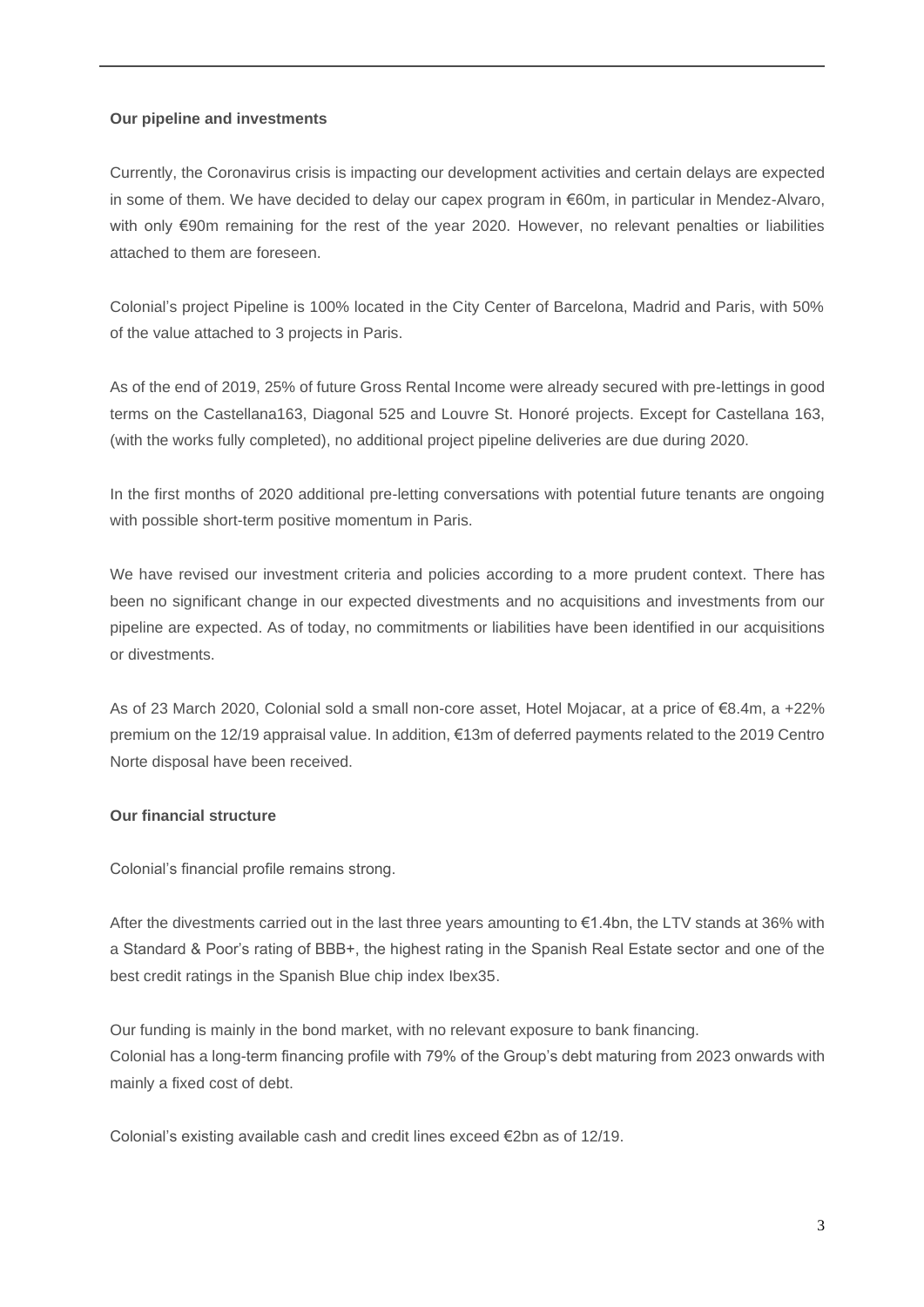**Our pipeline and investments**

Currently, the Coronavirus crisis is impacting our development activities and certain delays are expected in some of them. We have decided to delay our capex program in €60m, in particular in Mendez-Alvaro, with only €90m remaining for the rest of the year 2020. However, no relevant penalties or liabilities attached to them are foreseen.

Colonial's project Pipeline is 100% located in the City Center of Barcelona, Madrid and Paris, with 50% of the value attached to 3 projects in Paris.

As of the end of 2019, 25% of future Gross Rental Income were already secured with pre-lettings in good terms on the Castellana163, Diagonal 525 and Louvre St. Honoré projects. Except for Castellana 163, (with the works fully completed), no additional project pipeline deliveries are due during 2020.

In the first months of 2020 additional pre-letting conversations with potential future tenants are ongoing with possible short-term positive momentum in Paris.

We have revised our investment criteria and policies according to a more prudent context. There has been no significant change in our expected divestments and no acquisitions and investments from our pipeline are expected. As of today, no commitments or liabilities have been identified in our acquisitions or divestments.

As of 23 March 2020, Colonial sold a small non-core asset, Hotel Mojacar, at a price of €8.4m, a +22% premium on the 12/19 appraisal value. In addition, €13m of deferred payments related to the 2019 Centro Norte disposal have been received.

**Our financial structure**

Colonial's financial profile remains strong.

After the divestments carried out in the last three years amounting to €1.4bn, the LTV stands at 36% with a Standard & Poor's rating of BBB+, the highest rating in the Spanish Real Estate sector and one of the best credit ratings in the Spanish Blue chip index Ibex35.

Our funding is mainly in the bond market, with no relevant exposure to bank financing.
Colonial has a long-term financing profile with 79% of the Group's debt maturing from 2023 onwards with mainly a fixed cost of debt.

Colonial's existing available cash and credit lines exceed €2bn as of 12/19.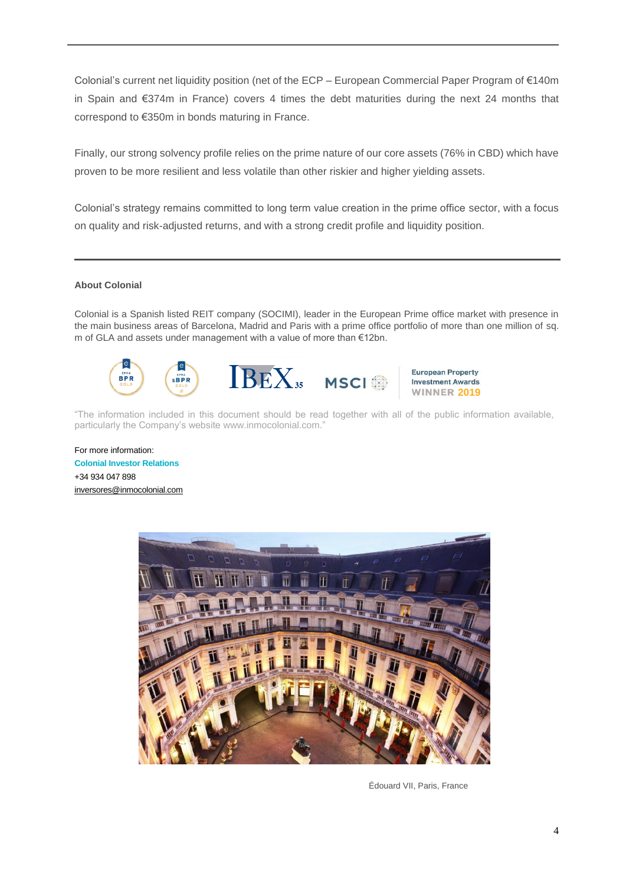Colonial's current net liquidity position (net of the ECP – European Commercial Paper Program of €140m in Spain and €374m in France) covers 4 times the debt maturities during the next 24 months that correspond to €350m in bonds maturing in France.

Finally, our strong solvency profile relies on the prime nature of our core assets (76% in CBD) which have proven to be more resilient and less volatile than other riskier and higher yielding assets.

Colonial's strategy remains committed to long term value creation in the prime office sector, with a focus on quality and risk-adjusted returns, and with a strong credit profile and liquidity position.

---

**About Colonial**

Colonial is a Spanish listed REIT company (SOCIMI), leader in the European Prime office market with presence in the main business areas of Barcelona, Madrid and Paris with a prime office portfolio of more than one million of sq. m of GLA and assets under management with a value of more than €12bn.

EPRA BPR GOLD

EPRA sBPR GOLD

IBEX 35

MSCI

European Property Investment Awards WINNER 2019

"The information included in this document should be read together with all of the public information available, particularly the Company's website www.inmocolonial.com."

For more information:
**Colonial Investor Relations**
+34 934 047 898
inversores@inmocolonial.com

Édouard VII, Paris, France